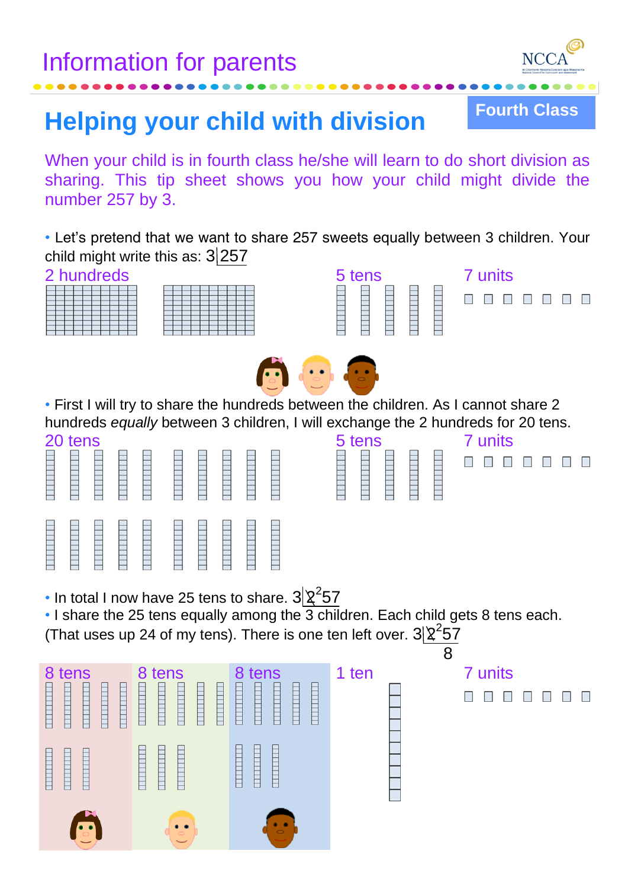# Information for parents

## Helping your child with division

**Fourth Class**

When your child is in fourth class he/she will learn to do short division as sharing. This tip sheet shows you how your child might divide the number 257 by 3.

• Let's pretend that we want to share 257 sweets equally between 3 children. Your child might write this as: 3|257

2 hundreds

5 tens

7 units

• First I will try to share the hundreds between the children. As I cannot share 2 hundreds *equally* between 3 children, I will exchange the 2 hundreds for 20 tens.

20 tens

5 tens

7 units

• In total I now have 25 tens to share. 3|2̸ ²57

• I share the 25 tens equally among the 3 children. Each child gets 8 tens each. (That uses up 24 of my tens). There is one ten left over. 3|2̸ ²57

8

8 tens

8 tens

8 tens

1 ten

7 units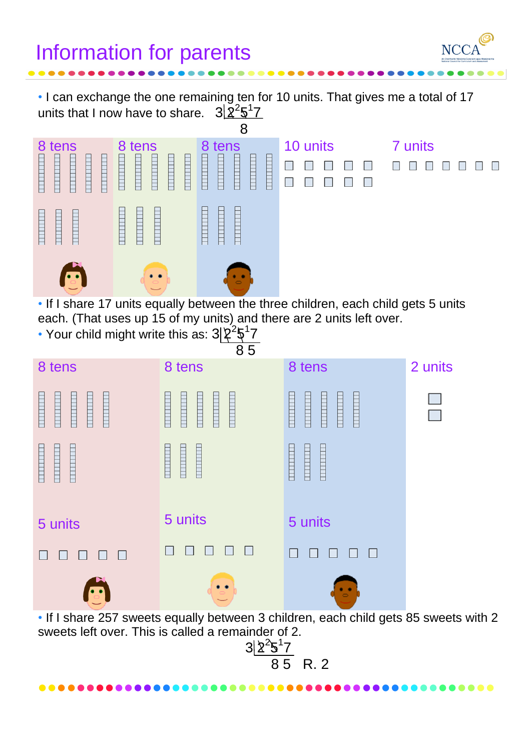# Information for parents

- I can exchange the one remaining ten for 10 units. That gives me a total of 17 units that I now have to share.

$$3\overline{)\,\not{2}^{2}\not{5}^{1}7}$$
$$8$$

8 tens

8 tens

8 tens

10 units

7 units

- If I share 17 units equally between the three children, each child gets 5 units each. (That uses up 15 of my units) and there are 2 units left over.
- Your child might write this as:

$$3\overline{)\,\not{2}^{2}\not{5}^{1}7}$$
$$8\ 5$$

8 tens

8 tens

8 tens

2 units

5 units

5 units

5 units

- If I share 257 sweets equally between 3 children, each child gets 85 sweets with 2 sweets left over. This is called a remainder of 2.

$$3\overline{)\,\not{2}^{2}\not{5}^{1}7}$$
$$8\ 5\quad R.\ 2$$